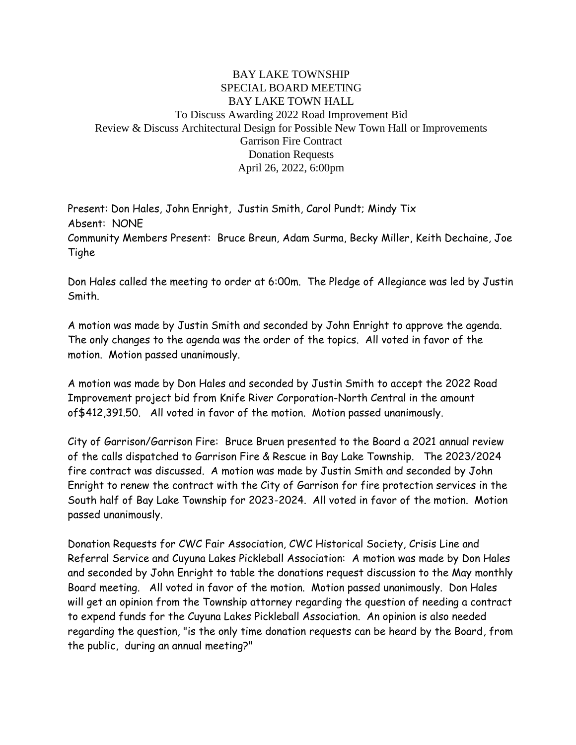# BAY LAKE TOWNSHIP
## SPECIAL BOARD MEETING
## BAY LAKE TOWN HALL

To Discuss Awarding 2022 Road Improvement Bid
Review & Discuss Architectural Design for Possible New Town Hall or Improvements
Garrison Fire Contract
Donation Requests
April 26, 2022, 6:00pm

Present: Don Hales, John Enright, Justin Smith, Carol Pundt; Mindy Tix
Absent: NONE
Community Members Present: Bruce Breun, Adam Surma, Becky Miller, Keith Dechaine, Joe Tighe

Don Hales called the meeting to order at 6:00m. The Pledge of Allegiance was led by Justin Smith.

A motion was made by Justin Smith and seconded by John Enright to approve the agenda. The only changes to the agenda was the order of the topics. All voted in favor of the motion. Motion passed unanimously.

A motion was made by Don Hales and seconded by Justin Smith to accept the 2022 Road Improvement project bid from Knife River Corporation-North Central in the amount of$412,391.50. All voted in favor of the motion. Motion passed unanimously.

City of Garrison/Garrison Fire: Bruce Bruen presented to the Board a 2021 annual review of the calls dispatched to Garrison Fire & Rescue in Bay Lake Township. The 2023/2024 fire contract was discussed. A motion was made by Justin Smith and seconded by John Enright to renew the contract with the City of Garrison for fire protection services in the South half of Bay Lake Township for 2023-2024. All voted in favor of the motion. Motion passed unanimously.

Donation Requests for CWC Fair Association, CWC Historical Society, Crisis Line and Referral Service and Cuyuna Lakes Pickleball Association: A motion was made by Don Hales and seconded by John Enright to table the donations request discussion to the May monthly Board meeting. All voted in favor of the motion. Motion passed unanimously. Don Hales will get an opinion from the Township attorney regarding the question of needing a contract to expend funds for the Cuyuna Lakes Pickleball Association. An opinion is also needed regarding the question, "is the only time donation requests can be heard by the Board, from the public, during an annual meeting?"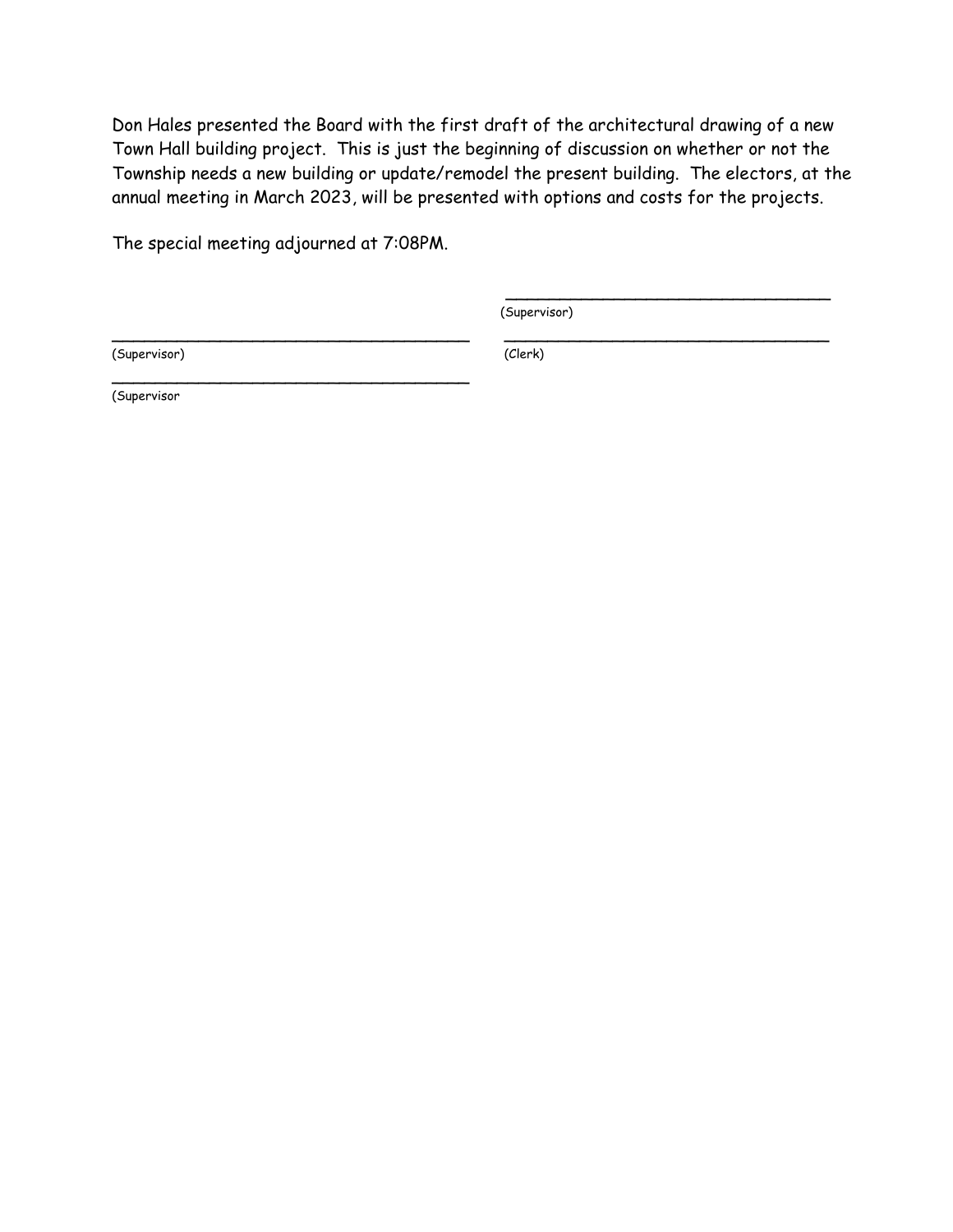Don Hales presented the Board with the first draft of the architectural drawing of a new Town Hall building project. This is just the beginning of discussion on whether or not the Township needs a new building or update/remodel the present building. The electors, at the annual meeting in March 2023, will be presented with options and costs for the projects.

The special meeting adjourned at 7:08PM.

___________________________________
(Supervisor)

___________________________________
(Supervisor)

___________________________________
(Clerk)

___________________________________
(Supervisor